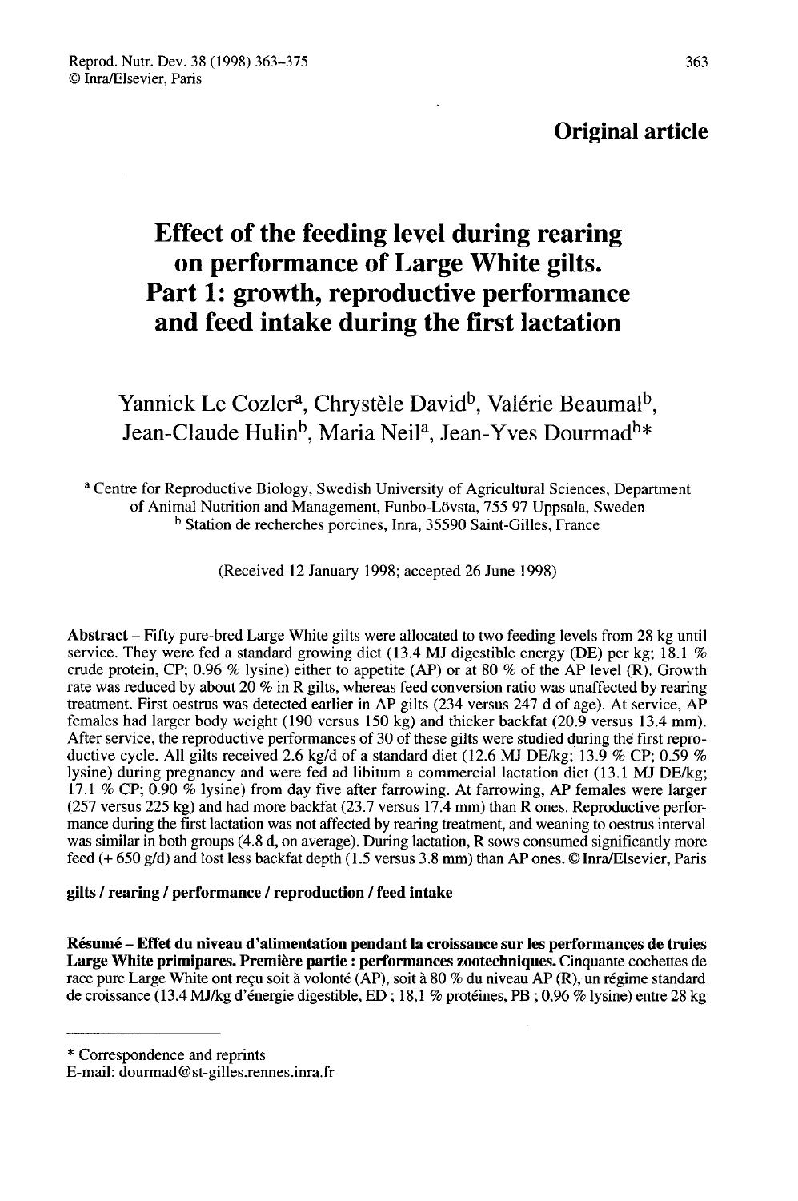**Original article**

# Effect of the feeding level during rearing on performance of Large White gilts. Part 1: growth, reproductive performance and feed intake during the first lactation

Yannick Le Cozler[a], Chrystèle David[b], Valérie Beaumal[b], Jean-Claude Hulin[b], Maria Neil[a], Jean-Yves Dourmad[b]*

[a] Centre for Reproductive Biology, Swedish University of Agricultural Sciences, Department of Animal Nutrition and Management, Funbo-Lövsta, 755 97 Uppsala, Sweden
[b] Station de recherches porcines, Inra, 35590 Saint-Gilles, France

(Received 12 January 1998; accepted 26 June 1998)

**Abstract** – Fifty pure-bred Large White gilts were allocated to two feeding levels from 28 kg until service. They were fed a standard growing diet (13.4 MJ digestible energy (DE) per kg; 18.1 % crude protein, CP; 0.96 % lysine) either to appetite (AP) or at 80 % of the AP level (R). Growth rate was reduced by about 20 % in R gilts, whereas feed conversion ratio was unaffected by rearing treatment. First oestrus was detected earlier in AP gilts (234 versus 247 d of age). At service, AP females had larger body weight (190 versus 150 kg) and thicker backfat (20.9 versus 13.4 mm). After service, the reproductive performances of 30 of these gilts were studied during the first reproductive cycle. All gilts received 2.6 kg/d of a standard diet (12.6 MJ DE/kg; 13.9 % CP; 0.59 % lysine) during pregnancy and were fed ad libitum a commercial lactation diet (13.1 MJ DE/kg; 17.1 % CP; 0.90 % lysine) from day five after farrowing. At farrowing, AP females were larger (257 versus 225 kg) and had more backfat (23.7 versus 17.4 mm) than R ones. Reproductive performance during the first lactation was not affected by rearing treatment, and weaning to oestrus interval was similar in both groups (4.8 d, on average). During lactation, R sows consumed significantly more feed (+ 650 g/d) and lost less backfat depth (1.5 versus 3.8 mm) than AP ones. © Inra/Elsevier, Paris

**gilts / rearing / performance / reproduction / feed intake**

**Résumé – Effet du niveau d'alimentation pendant la croissance sur les performances de truies Large White primipares. Première partie : performances zootechniques.** Cinquante cochettes de race pure Large White ont reçu soit à volonté (AP), soit à 80 % du niveau AP (R), un régime standard de croissance (13,4 MJ/kg d'énergie digestible, ED ; 18,1 % protéines, PB ; 0,96 % lysine) entre 28 kg

---

* Correspondence and reprints
E-mail: dourmad@st-gilles.rennes.inra.fr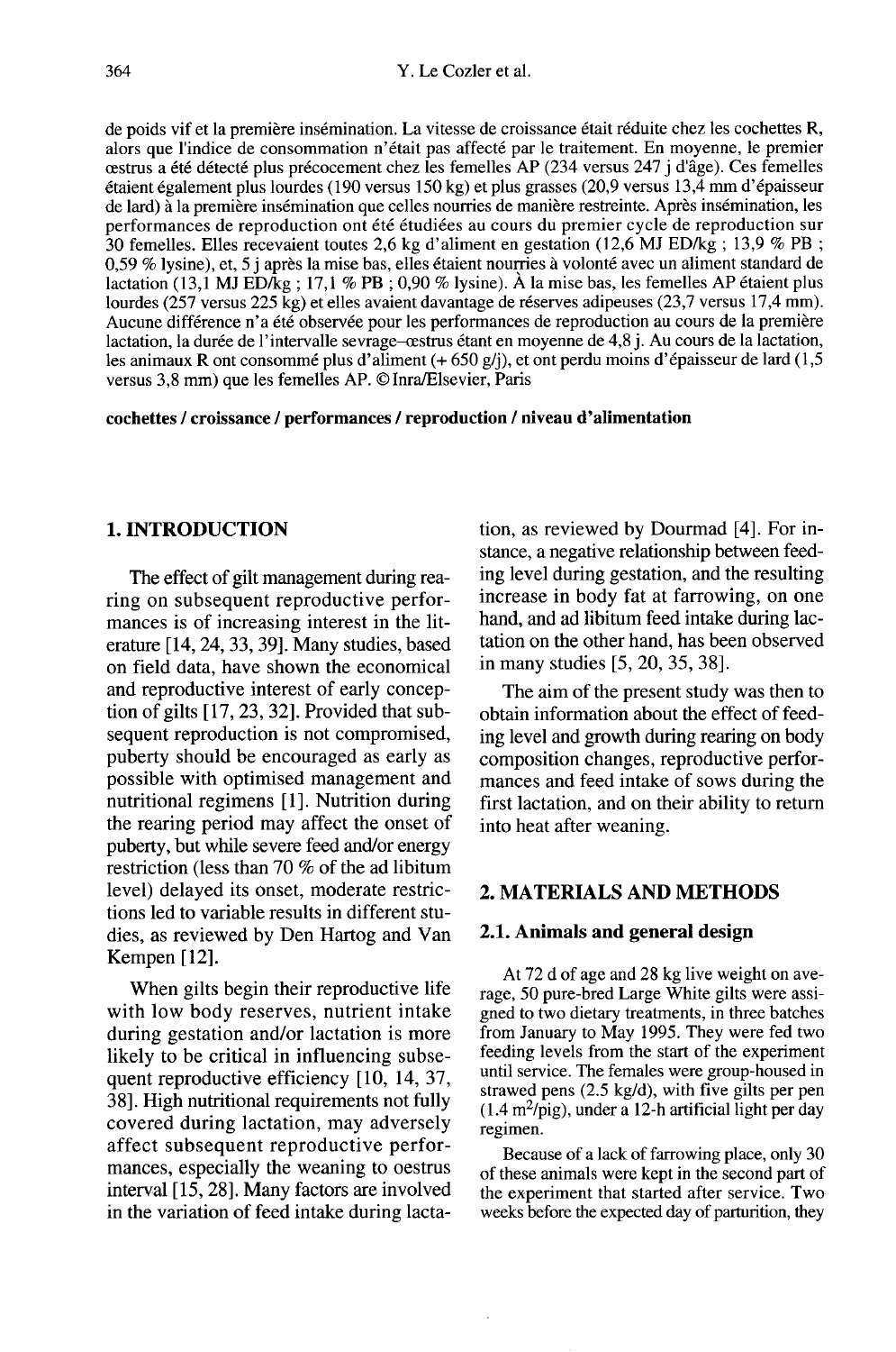de poids vif et la première insémination. La vitesse de croissance était réduite chez les cochettes R, alors que l'indice de consommation n'était pas affecté par le traitement. En moyenne, le premier œstrus a été détecté plus précocement chez les femelles AP (234 versus 247 j d'âge). Ces femelles étaient également plus lourdes (190 versus 150 kg) et plus grasses (20,9 versus 13,4 mm d'épaisseur de lard) à la première insémination que celles nourries de manière restreinte. Après insémination, les performances de reproduction ont été étudiées au cours du premier cycle de reproduction sur 30 femelles. Elles recevaient toutes 2,6 kg d'aliment en gestation (12,6 MJ ED/kg ; 13,9 % PB ; 0,59 % lysine), et, 5 j après la mise bas, elles étaient nourries à volonté avec un aliment standard de lactation (13,1 MJ ED/kg ; 17,1 % PB ; 0,90 % lysine). À la mise bas, les femelles AP étaient plus lourdes (257 versus 225 kg) et elles avaient davantage de réserves adipeuses (23,7 versus 17,4 mm). Aucune différence n'a été observée pour les performances de reproduction au cours de la première lactation, la durée de l'intervalle sevrage–œstrus étant en moyenne de 4,8 j. Au cours de la lactation, les animaux R ont consommé plus d'aliment (+ 650 g/j), et ont perdu moins d'épaisseur de lard (1,5 versus 3,8 mm) que les femelles AP. © Inra/Elsevier, Paris

**cochettes / croissance / performances / reproduction / niveau d'alimentation**

## 1. INTRODUCTION

The effect of gilt management during rearing on subsequent reproductive performances is of increasing interest in the literature [14, 24, 33, 39]. Many studies, based on field data, have shown the economical and reproductive interest of early conception of gilts [17, 23, 32]. Provided that subsequent reproduction is not compromised, puberty should be encouraged as early as possible with optimised management and nutritional regimens [1]. Nutrition during the rearing period may affect the onset of puberty, but while severe feed and/or energy restriction (less than 70 % of the ad libitum level) delayed its onset, moderate restrictions led to variable results in different studies, as reviewed by Den Hartog and Van Kempen [12].

When gilts begin their reproductive life with low body reserves, nutrient intake during gestation and/or lactation is more likely to be critical in influencing subsequent reproductive efficiency [10, 14, 37, 38]. High nutritional requirements not fully covered during lactation, may adversely affect subsequent reproductive performances, especially the weaning to oestrus interval [15, 28]. Many factors are involved in the variation of feed intake during lactation, as reviewed by Dourmad [4]. For instance, a negative relationship between feeding level during gestation, and the resulting increase in body fat at farrowing, on one hand, and ad libitum feed intake during lactation on the other hand, has been observed in many studies [5, 20, 35, 38].

The aim of the present study was then to obtain information about the effect of feeding level and growth during rearing on body composition changes, reproductive performances and feed intake of sows during the first lactation, and on their ability to return into heat after weaning.

## 2. MATERIALS AND METHODS

### 2.1. Animals and general design

At 72 d of age and 28 kg live weight on average, 50 pure-bred Large White gilts were assigned to two dietary treatments, in three batches from January to May 1995. They were fed two feeding levels from the start of the experiment until service. The females were group-housed in strawed pens (2.5 kg/d), with five gilts per pen (1.4 $m^2$/pig), under a 12-h artificial light per day regimen.

Because of a lack of farrowing place, only 30 of these animals were kept in the second part of the experiment that started after service. Two weeks before the expected day of parturition, they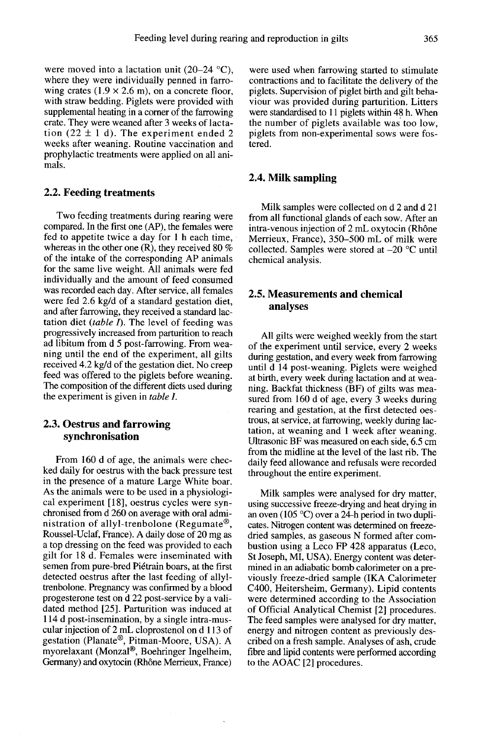were moved into a lactation unit (20–24 °C), where they were individually penned in farrowing crates (1.9 × 2.6 m), on a concrete floor, with straw bedding. Piglets were provided with supplemental heating in a corner of the farrowing crate. They were weaned after 3 weeks of lactation (22 ± 1 d). The experiment ended 2 weeks after weaning. Routine vaccination and prophylactic treatments were applied on all animals.

## 2.2. Feeding treatments

Two feeding treatments during rearing were compared. In the first one (AP), the females were fed to appetite twice a day for 1 h each time, whereas in the other one (R), they received 80 % of the intake of the corresponding AP animals for the same live weight. All animals were fed individually and the amount of feed consumed was recorded each day. After service, all females were fed 2.6 kg/d of a standard gestation diet, and after farrowing, they received a standard lactation diet (*table I*). The level of feeding was progressively increased from parturition to reach ad libitum from d 5 post-farrowing. From weaning until the end of the experiment, all gilts received 4.2 kg/d of the gestation diet. No creep feed was offered to the piglets before weaning. The composition of the different diets used during the experiment is given in *table I*.

## 2.3. Oestrus and farrowing synchronisation

From 160 d of age, the animals were checked daily for oestrus with the back pressure test in the presence of a mature Large White boar. As the animals were to be used in a physiological experiment [18], oestrus cycles were synchronised from d 260 on average with oral administration of allyl-trenbolone (Regumate®, Roussel-Uclaf, France). A daily dose of 20 mg as a top dressing on the feed was provided to each gilt for 18 d. Females were inseminated with semen from pure-bred Piétrain boars, at the first detected oestrus after the last feeding of allyl-trenbolone. Pregnancy was confirmed by a blood progesterone test on d 22 post-service by a validated method [25]. Parturition was induced at 114 d post-insemination, by a single intra-muscular injection of 2 mL cloprostenol on d 113 of gestation (Planate®, Pitman-Moore, USA). A myorelaxant (Monzal®, Boehringer Ingelheim, Germany) and oxytocin (Rhône Merrieux, France) were used when farrowing started to stimulate contractions and to facilitate the delivery of the piglets. Supervision of piglet birth and gilt behaviour was provided during parturition. Litters were standardised to 11 piglets within 48 h. When the number of piglets available was too low, piglets from non-experimental sows were fostered.

## 2.4. Milk sampling

Milk samples were collected on d 2 and d 21 from all functional glands of each sow. After an intra-venous injection of 2 mL oxytocin (Rhône Merrieux, France), 350–500 mL of milk were collected. Samples were stored at –20 °C until chemical analysis.

## 2.5. Measurements and chemical analyses

All gilts were weighed weekly from the start of the experiment until service, every 2 weeks during gestation, and every week from farrowing until d 14 post-weaning. Piglets were weighed at birth, every week during lactation and at weaning. Backfat thickness (BF) of gilts was measured from 160 d of age, every 3 weeks during rearing and gestation, at the first detected oestrous, at service, at farrowing, weekly during lactation, at weaning and 1 week after weaning. Ultrasonic BF was measured on each side, 6.5 cm from the midline at the level of the last rib. The daily feed allowance and refusals were recorded throughout the entire experiment.

Milk samples were analysed for dry matter, using successive freeze-drying and heat drying in an oven (105 °C) over a 24-h period in two duplicates. Nitrogen content was determined on freeze-dried samples, as gaseous N formed after combustion using a Leco FP 428 apparatus (Leco, St Joseph, MI, USA). Energy content was determined in an adiabatic bomb calorimeter on a previously freeze-dried sample (IKA Calorimeter C400, Heitersheim, Germany). Lipid contents were determined according to the Association of Official Analytical Chemist [2] procedures. The feed samples were analysed for dry matter, energy and nitrogen content as previously described on a fresh sample. Analyses of ash, crude fibre and lipid contents were performed according to the AOAC [2] procedures.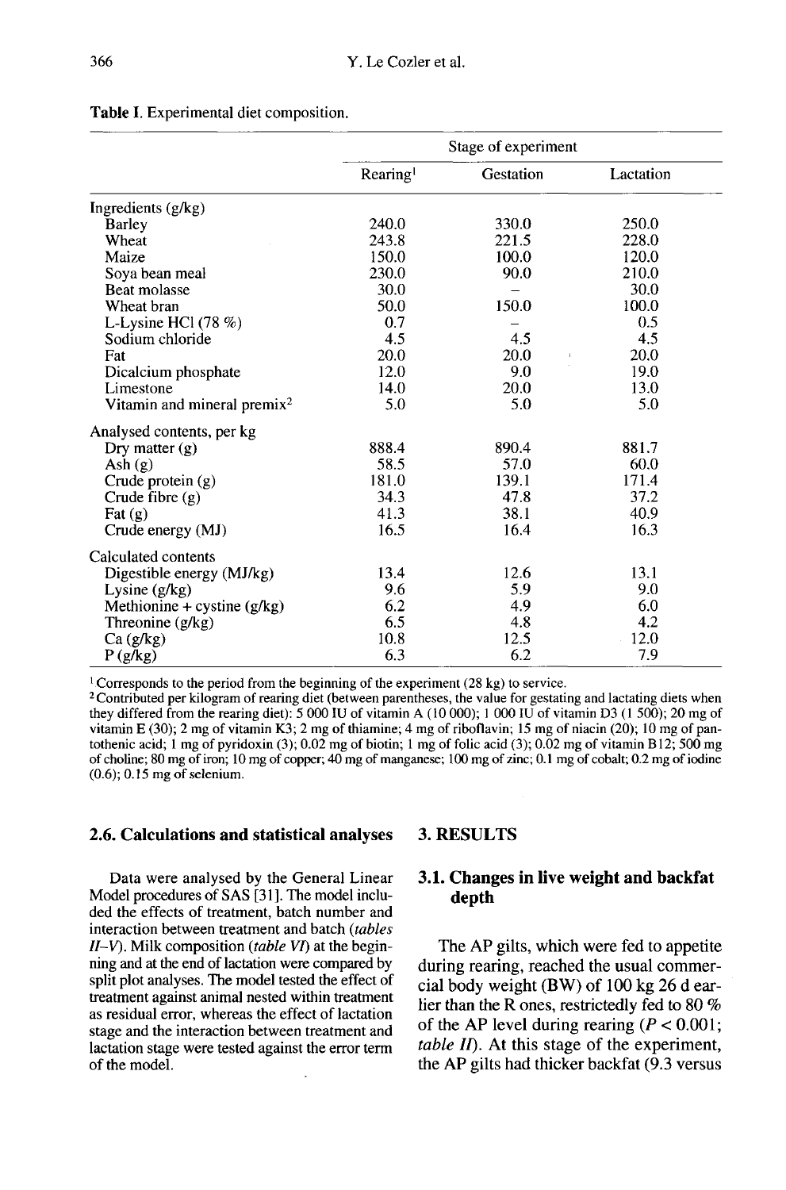**Table I.** Experimental diet composition.

| | Stage of experiment | | |
|---|---|---|---|
| | Rearing[1] | Gestation | Lactation |
| Ingredients (g/kg) | | | |
| Barley | 240.0 | 330.0 | 250.0 |
| Wheat | 243.8 | 221.5 | 228.0 |
| Maize | 150.0 | 100.0 | 120.0 |
| Soya bean meal | 230.0 | 90.0 | 210.0 |
| Beat molasse | 30.0 | – | 30.0 |
| Wheat bran | 50.0 | 150.0 | 100.0 |
| L-Lysine HCl (78 %) | 0.7 | – | 0.5 |
| Sodium chloride | 4.5 | 4.5 | 4.5 |
| Fat | 20.0 | 20.0 | 20.0 |
| Dicalcium phosphate | 12.0 | 9.0 | 19.0 |
| Limestone | 14.0 | 20.0 | 13.0 |
| Vitamin and mineral premix[2] | 5.0 | 5.0 | 5.0 |
| Analysed contents, per kg | | | |
| Dry matter (g) | 888.4 | 890.4 | 881.7 |
| Ash (g) | 58.5 | 57.0 | 60.0 |
| Crude protein (g) | 181.0 | 139.1 | 171.4 |
| Crude fibre (g) | 34.3 | 47.8 | 37.2 |
| Fat (g) | 41.3 | 38.1 | 40.9 |
| Crude energy (MJ) | 16.5 | 16.4 | 16.3 |
| Calculated contents | | | |
| Digestible energy (MJ/kg) | 13.4 | 12.6 | 13.1 |
| Lysine (g/kg) | 9.6 | 5.9 | 9.0 |
| Methionine + cystine (g/kg) | 6.2 | 4.9 | 6.0 |
| Threonine (g/kg) | 6.5 | 4.8 | 4.2 |
| Ca (g/kg) | 10.8 | 12.5 | 12.0 |
| P (g/kg) | 6.3 | 6.2 | 7.9 |

[1] Corresponds to the period from the beginning of the experiment (28 kg) to service.
[2] Contributed per kilogram of rearing diet (between parentheses, the value for gestating and lactating diets when they differed from the rearing diet): 5 000 IU of vitamin A (10 000); 1 000 IU of vitamin D3 (1 500); 20 mg of vitamin E (30); 2 mg of vitamin K3; 2 mg of thiamine; 4 mg of riboflavin; 15 mg of niacin (20); 10 mg of pantothenic acid; 1 mg of pyridoxin (3); 0.02 mg of biotin; 1 mg of folic acid (3); 0.02 mg of vitamin B12; 500 mg of choline; 80 mg of iron; 10 mg of copper; 40 mg of manganese; 100 mg of zinc; 0.1 mg of cobalt; 0.2 mg of iodine (0.6); 0.15 mg of selenium.

### 2.6. Calculations and statistical analyses

Data were analysed by the General Linear Model procedures of SAS [31]. The model included the effects of treatment, batch number and interaction between treatment and batch (*tables II–V*). Milk composition (*table VI*) at the beginning and at the end of lactation were compared by split plot analyses. The model tested the effect of treatment against animal nested within treatment as residual error, whereas the effect of lactation stage and the interaction between treatment and lactation stage were tested against the error term of the model.

## 3. RESULTS

### 3.1. Changes in live weight and backfat depth

The AP gilts, which were fed to appetite during rearing, reached the usual commercial body weight (BW) of 100 kg 26 d earlier than the R ones, restrictedly fed to 80 % of the AP level during rearing ($P < 0.001$; *table II*). At this stage of the experiment, the AP gilts had thicker backfat (9.3 versus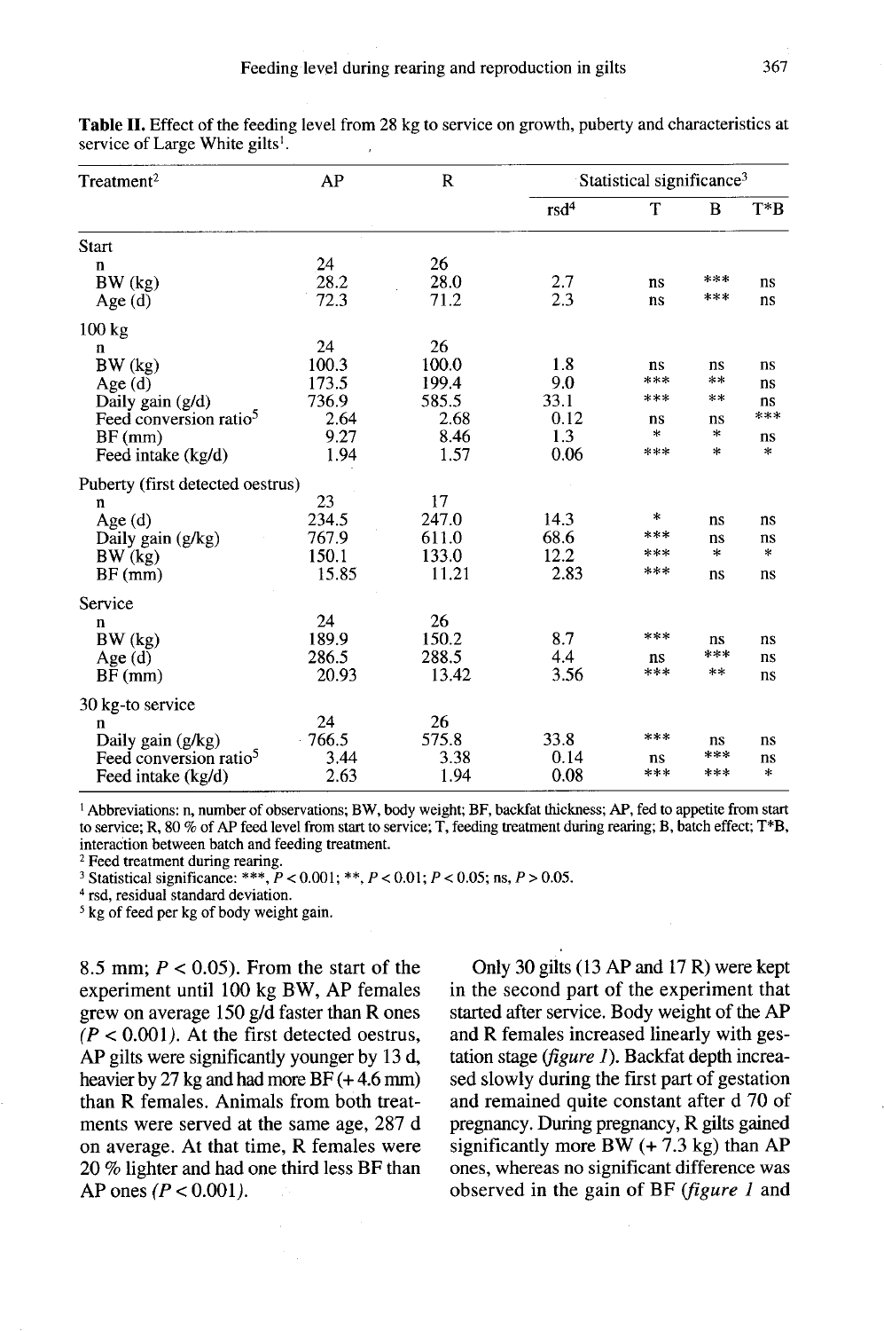**Table II.** Effect of the feeding level from 28 kg to service on growth, puberty and characteristics at service of Large White gilts[1].

| Treatment[2] | AP | R | Statistical significance[3] | | | |
|---|---|---|---|---|---|---|
| | | | rsd[4] | T | B | T*B |
| **Start** | | | | | | |
| n | 24 | 26 | | | | |
| BW (kg) | 28.2 | 28.0 | 2.7 | ns | *** | ns |
| Age (d) | 72.3 | 71.2 | 2.3 | ns | *** | ns |
| **100 kg** | | | | | | |
| n | 24 | 26 | | | | |
| BW (kg) | 100.3 | 100.0 | 1.8 | ns | ns | ns |
| Age (d) | 173.5 | 199.4 | 9.0 | *** | ** | ns |
| Daily gain (g/d) | 736.9 | 585.5 | 33.1 | *** | ** | ns |
| Feed conversion ratio[5] | 2.64 | 2.68 | 0.12 | ns | ns | *** |
| BF (mm) | 9.27 | 8.46 | 1.3 | * | * | ns |
| Feed intake (kg/d) | 1.94 | 1.57 | 0.06 | *** | * | * |
| **Puberty (first detected oestrus)** | | | | | | |
| n | 23 | 17 | | | | |
| Age (d) | 234.5 | 247.0 | 14.3 | * | ns | ns |
| Daily gain (g/kg) | 767.9 | 611.0 | 68.6 | *** | ns | ns |
| BW (kg) | 150.1 | 133.0 | 12.2 | *** | * | * |
| BF (mm) | 15.85 | 11.21 | 2.83 | *** | ns | ns |
| **Service** | | | | | | |
| n | 24 | 26 | | | | |
| BW (kg) | 189.9 | 150.2 | 8.7 | *** | ns | ns |
| Age (d) | 286.5 | 288.5 | 4.4 | ns | *** | ns |
| BF (mm) | 20.93 | 13.42 | 3.56 | *** | ** | ns |
| **30 kg-to service** | | | | | | |
| n | 24 | 26 | | | | |
| Daily gain (g/kg) | 766.5 | 575.8 | 33.8 | *** | ns | ns |
| Feed conversion ratio[5] | 3.44 | 3.38 | 0.14 | ns | *** | ns |
| Feed intake (kg/d) | 2.63 | 1.94 | 0.08 | *** | *** | * |

[1] Abbreviations: n, number of observations; BW, body weight; BF, backfat thickness; AP, fed to appetite from start to service; R, 80 % of AP feed level from start to service; T, feeding treatment during rearing; B, batch effect; T*B, interaction between batch and feeding treatment.
[2] Feed treatment during rearing.
[3] Statistical significance: ***, $P < 0.001$; **, $P < 0.01$; $P < 0.05$; ns, $P > 0.05$.
[4] rsd, residual standard deviation.
[5] kg of feed per kg of body weight gain.

8.5 mm; $P < 0.05$). From the start of the experiment until 100 kg BW, AP females grew on average 150 g/d faster than R ones ($P < 0.001$). At the first detected oestrus, AP gilts were significantly younger by 13 d, heavier by 27 kg and had more BF (+ 4.6 mm) than R females. Animals from both treatments were served at the same age, 287 d on average. At that time, R females were 20 % lighter and had one third less BF than AP ones ($P < 0.001$).

Only 30 gilts (13 AP and 17 R) were kept in the second part of the experiment that started after service. Body weight of the AP and R females increased linearly with gestation stage (*figure 1*). Backfat depth increased slowly during the first part of gestation and remained quite constant after d 70 of pregnancy. During pregnancy, R gilts gained significantly more BW (+ 7.3 kg) than AP ones, whereas no significant difference was observed in the gain of BF (*figure 1* and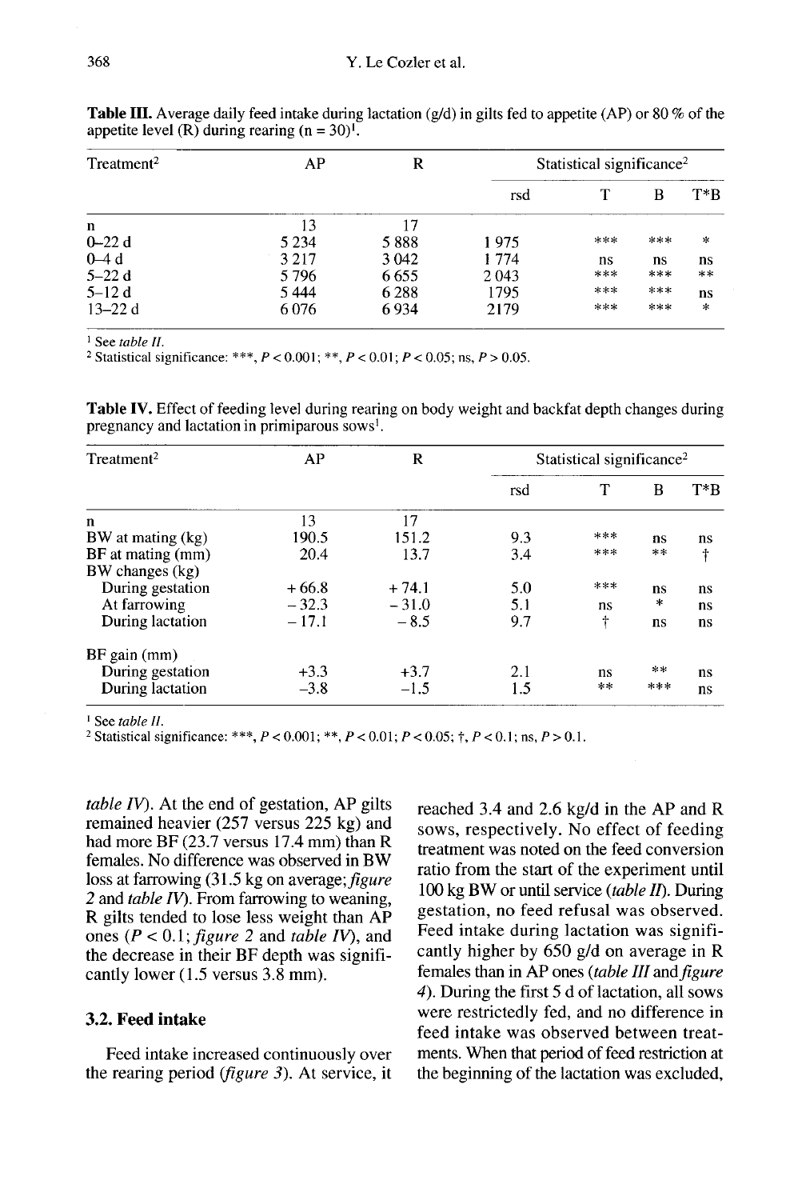**Table III.** Average daily feed intake during lactation (g/d) in gilts fed to appetite (AP) or 80 % of the appetite level (R) during rearing (n = 30)[1].

| Treatment[2] | AP | R | Statistical significance[2] | | | |
|---|---|---|---|---|---|---|
| | | | rsd | T | B | T*B |
| n | 13 | 17 | | | | |
| 0–22 d | 5 234 | 5 888 | 1 975 | *** | *** | * |
| 0–4 d | 3 217 | 3 042 | 1 774 | ns | ns | ns |
| 5–22 d | 5 796 | 6 655 | 2 043 | *** | *** | ** |
| 5–12 d | 5 444 | 6 288 | 1795 | *** | *** | ns |
| 13–22 d | 6 076 | 6 934 | 2179 | *** | *** | * |

[1] See *table II*.
[2] Statistical significance: ***, $P < 0.001$; **, $P < 0.01$; $P < 0.05$; ns, $P > 0.05$.

**Table IV.** Effect of feeding level during rearing on body weight and backfat depth changes during pregnancy and lactation in primiparous sows[1].

| Treatment[2] | AP | R | Statistical significance[2] | | | |
|---|---|---|---|---|---|---|
| | | | rsd | T | B | T*B |
| n | 13 | 17 | | | | |
| BW at mating (kg) | 190.5 | 151.2 | 9.3 | *** | ns | ns |
| BF at mating (mm) | 20.4 | 13.7 | 3.4 | *** | ** | † |
| BW changes (kg) | | | | | | |
| During gestation | + 66.8 | + 74.1 | 5.0 | *** | ns | ns |
| At farrowing | – 32.3 | – 31.0 | 5.1 | ns | * | ns |
| During lactation | – 17.1 | – 8.5 | 9.7 | † | ns | ns |
| BF gain (mm) | | | | | | |
| During gestation | +3.3 | +3.7 | 2.1 | ns | ** | ns |
| During lactation | –3.8 | –1.5 | 1.5 | ** | *** | ns |

[1] See *table II*.
[2] Statistical significance: ***, $P < 0.001$; **, $P < 0.01$; $P < 0.05$; †, $P < 0.1$; ns, $P > 0.1$.

*table IV*). At the end of gestation, AP gilts remained heavier (257 versus 225 kg) and had more BF (23.7 versus 17.4 mm) than R females. No difference was observed in BW loss at farrowing (31.5 kg on average; *figure 2* and *table IV*). From farrowing to weaning, R gilts tended to lose less weight than AP ones ($P < 0.1$; *figure 2* and *table IV*), and the decrease in their BF depth was significantly lower (1.5 versus 3.8 mm).

### 3.2. Feed intake

Feed intake increased continuously over the rearing period (*figure 3*). At service, it reached 3.4 and 2.6 kg/d in the AP and R sows, respectively. No effect of feeding treatment was noted on the feed conversion ratio from the start of the experiment until 100 kg BW or until service (*table II*). During gestation, no feed refusal was observed. Feed intake during lactation was significantly higher by 650 g/d on average in R females than in AP ones (*table III* and *figure 4*). During the first 5 d of lactation, all sows were restrictedly fed, and no difference in feed intake was observed between treatments. When that period of feed restriction at the beginning of the lactation was excluded,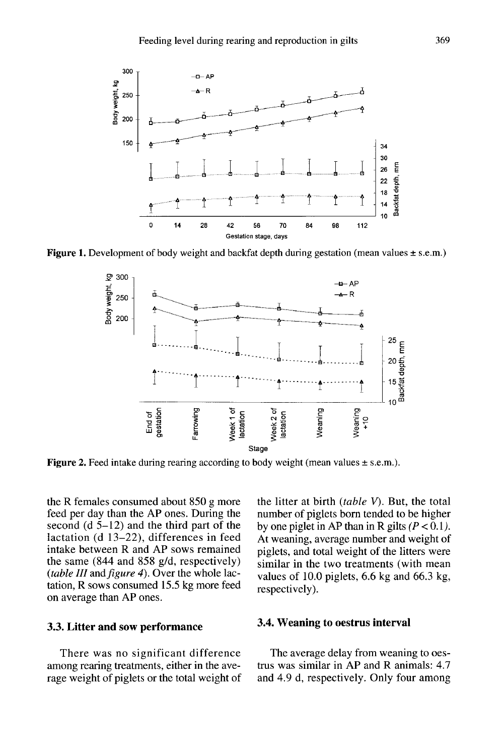**Figure 1.** Development of body weight and backfat depth during gestation (mean values ± s.e.m.)

**Figure 2.** Feed intake during rearing according to body weight (mean values ± s.e.m.).

the R females consumed about 850 g more feed per day than the AP ones. During the second (d 5–12) and the third part of the lactation (d 13–22), differences in feed intake between R and AP sows remained the same (844 and 858 g/d, respectively) (*table III* and *figure 4*). Over the whole lactation, R sows consumed 15.5 kg more feed on average than AP ones.

### 3.3. Litter and sow performance

There was no significant difference among rearing treatments, either in the average weight of piglets or the total weight of the litter at birth (*table V*). But, the total number of piglets born tended to be higher by one piglet in AP than in R gilts ($P < 0.1$). At weaning, average number and weight of piglets, and total weight of the litters were similar in the two treatments (with mean values of 10.0 piglets, 6.6 kg and 66.3 kg, respectively).

### 3.4. Weaning to oestrus interval

The average delay from weaning to oestrus was similar in AP and R animals: 4.7 and 4.9 d, respectively. Only four among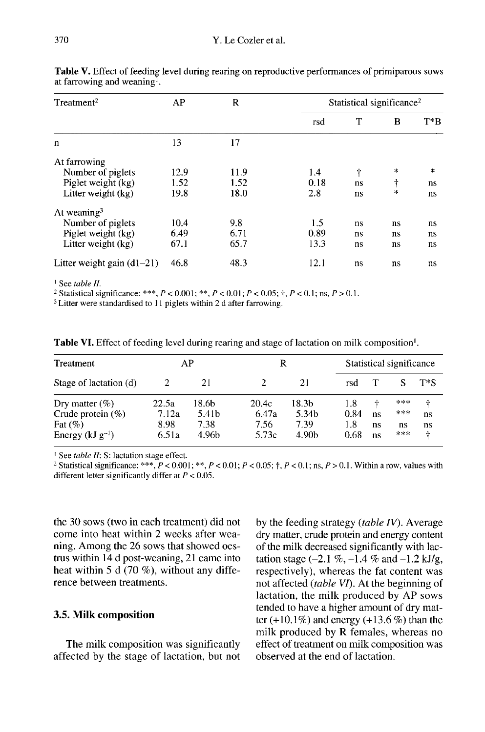**Table V.** Effect of feeding level during rearing on reproductive performances of primiparous sows at farrowing and weaning[1].

| Treatment[2] | AP | R | Statistical significance[2] | | | |
|---|---|---|---|---|---|---|
| | | | rsd | T | B | T*B |
| n | 13 | 17 | | | | |
| At farrowing | | | | | | |
| Number of piglets | 12.9 | 11.9 | 1.4 | † | * | * |
| Piglet weight (kg) | 1.52 | 1.52 | 0.18 | ns | † | ns |
| Litter weight (kg) | 19.8 | 18.0 | 2.8 | ns | * | ns |
| At weaning[3] | | | | | | |
| Number of piglets | 10.4 | 9.8 | 1.5 | ns | ns | ns |
| Piglet weight (kg) | 6.49 | 6.71 | 0.89 | ns | ns | ns |
| Litter weight (kg) | 67.1 | 65.7 | 13.3 | ns | ns | ns |
| Litter weight gain (d1–21) | 46.8 | 48.3 | 12.1 | ns | ns | ns |

[1] See *table II*.
[2] Statistical significance: ***, $P < 0.001$; **, $P < 0.01$; $P < 0.05$; †, $P < 0.1$; ns, $P > 0.1$.
[3] Litter were standardised to 11 piglets within 2 d after farrowing.

**Table VI.** Effect of feeding level during rearing and stage of lactation on milk composition[1].

| Treatment | AP | | R | | Statistical significance | | | |
|---|---|---|---|---|---|---|---|---|
| Stage of lactation (d) | 2 | 21 | 2 | 21 | rsd | T | S | T*S |
| Dry matter (%) | 22.5a | 18.6b | 20.4c | 18.3b | 1.8 | † | *** | † |
| Crude protein (%) | 7.12a | 5.41b | 6.47a | 5.34b | 0.84 | ns | *** | ns |
| Fat (%) | 8.98 | 7.38 | 7.56 | 7.39 | 1.8 | ns | ns | ns |
| Energy (kJ g$^{-1}$) | 6.51a | 4.96b | 5.73c | 4.90b | 0.68 | ns | *** | † |

[1] See *table II*; S: lactation stage effect.
[2] Statistical significance: ***, $P < 0.001$; **, $P < 0.01$; $P < 0.05$; †, $P < 0.1$; ns, $P > 0.1$. Within a row, values with different letter significantly differ at $P < 0.05$.

the 30 sows (two in each treatment) did not come into heat within 2 weeks after weaning. Among the 26 sows that showed oestrus within 14 d post-weaning, 21 came into heat within 5 d (70 %), without any difference between treatments.

### 3.5. Milk composition

The milk composition was significantly affected by the stage of lactation, but not by the feeding strategy (*table IV*). Average dry matter, crude protein and energy content of the milk decreased significantly with lactation stage (–2.1 %, –1.4 % and –1.2 kJ/g, respectively), whereas the fat content was not affected (*table VI*). At the beginning of lactation, the milk produced by AP sows tended to have a higher amount of dry matter (+10.1%) and energy (+13.6 %) than the milk produced by R females, whereas no effect of treatment on milk composition was observed at the end of lactation.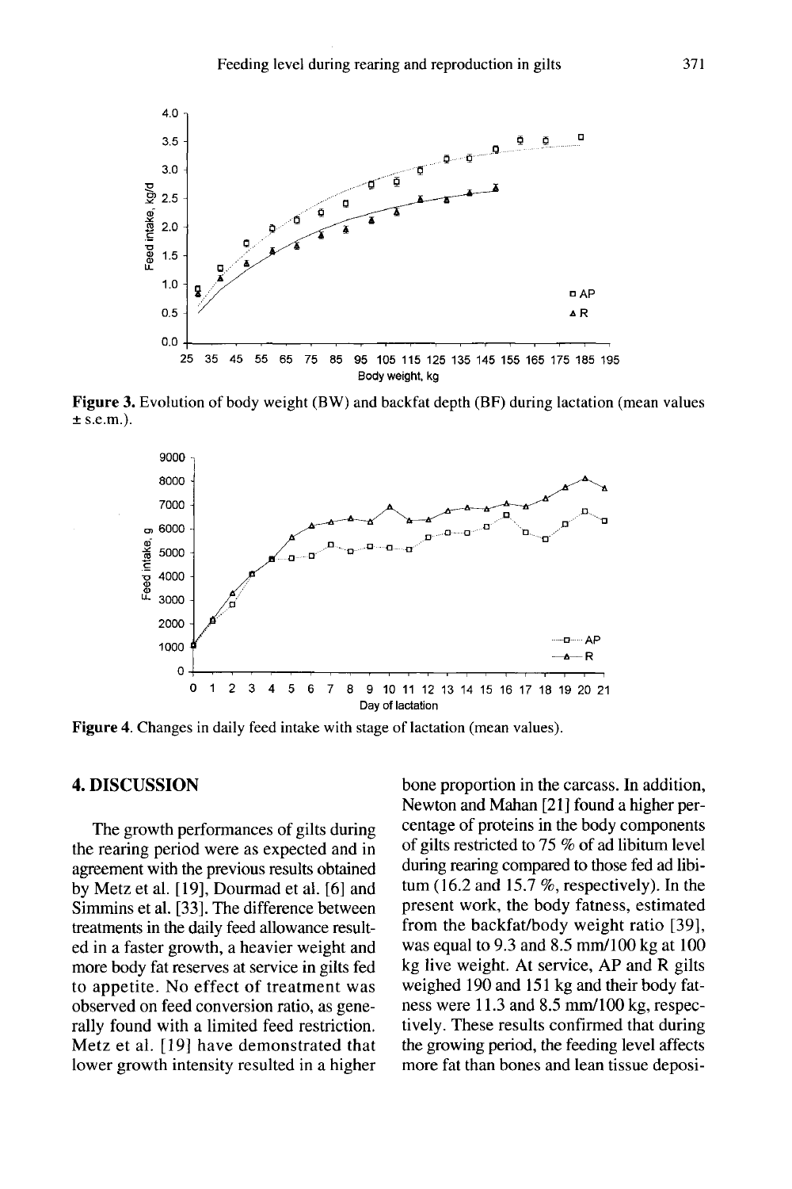**Figure 3.** Evolution of body weight (BW) and backfat depth (BF) during lactation (mean values ± s.e.m.).

**Figure 4.** Changes in daily feed intake with stage of lactation (mean values).

## 4. DISCUSSION

The growth performances of gilts during the rearing period were as expected and in agreement with the previous results obtained by Metz et al. [19], Dourmad et al. [6] and Simmins et al. [33]. The difference between treatments in the daily feed allowance resulted in a faster growth, a heavier weight and more body fat reserves at service in gilts fed to appetite. No effect of treatment was observed on feed conversion ratio, as generally found with a limited feed restriction. Metz et al. [19] have demonstrated that lower growth intensity resulted in a higher bone proportion in the carcass. In addition, Newton and Mahan [21] found a higher percentage of proteins in the body components of gilts restricted to 75 % of ad libitum level during rearing compared to those fed ad libitum (16.2 and 15.7 %, respectively). In the present work, the body fatness, estimated from the backfat/body weight ratio [39], was equal to 9.3 and 8.5 mm/100 kg at 100 kg live weight. At service, AP and R gilts weighed 190 and 151 kg and their body fatness were 11.3 and 8.5 mm/100 kg, respectively. These results confirmed that during the growing period, the feeding level affects more fat than bones and lean tissue deposi-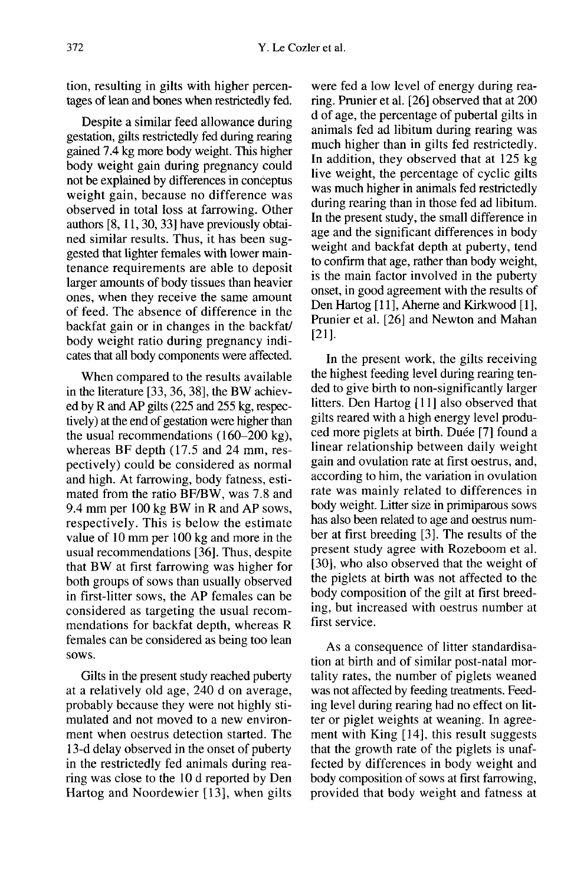tion, resulting in gilts with higher percentages of lean and bones when restrictedly fed.

Despite a similar feed allowance during gestation, gilts restrictedly fed during rearing gained 7.4 kg more body weight. This higher body weight gain during pregnancy could not be explained by differences in conceptus weight gain, because no difference was observed in total loss at farrowing. Other authors [8, 11, 30, 33] have previously obtained similar results. Thus, it has been suggested that lighter females with lower maintenance requirements are able to deposit larger amounts of body tissues than heavier ones, when they receive the same amount of feed. The absence of difference in the backfat gain or in changes in the backfat/body weight ratio during pregnancy indicates that all body components were affected.

When compared to the results available in the literature [33, 36, 38], the BW achieved by R and AP gilts (225 and 255 kg, respectively) at the end of gestation were higher than the usual recommendations (160–200 kg), whereas BF depth (17.5 and 24 mm, respectively) could be considered as normal and high. At farrowing, body fatness, estimated from the ratio BF/BW, was 7.8 and 9.4 mm per 100 kg BW in R and AP sows, respectively. This is below the estimate value of 10 mm per 100 kg and more in the usual recommendations [36]. Thus, despite that BW at first farrowing was higher for both groups of sows than usually observed in first-litter sows, the AP females can be considered as targeting the usual recommendations for backfat depth, whereas R females can be considered as being too lean sows.

Gilts in the present study reached puberty at a relatively old age, 240 d on average, probably because they were not highly stimulated and not moved to a new environment when oestrus detection started. The 13-d delay observed in the onset of puberty in the restrictedly fed animals during rearing was close to the 10 d reported by Den Hartog and Noordewier [13], when gilts were fed a low level of energy during rearing. Prunier et al. [26] observed that at 200 d of age, the percentage of pubertal gilts in animals fed ad libitum during rearing was much higher than in gilts fed restrictedly. In addition, they observed that at 125 kg live weight, the percentage of cyclic gilts was much higher in animals fed restrictedly during rearing than in those fed ad libitum. In the present study, the small difference in age and the significant differences in body weight and backfat depth at puberty, tend to confirm that age, rather than body weight, is the main factor involved in the puberty onset, in good agreement with the results of Den Hartog [11], Aherne and Kirkwood [1], Prunier et al. [26] and Newton and Mahan [21].

In the present work, the gilts receiving the highest feeding level during rearing tended to give birth to non-significantly larger litters. Den Hartog [11] also observed that gilts reared with a high energy level produced more piglets at birth. Duée [7] found a linear relationship between daily weight gain and ovulation rate at first oestrus, and, according to him, the variation in ovulation rate was mainly related to differences in body weight. Litter size in primiparous sows has also been related to age and oestrus number at first breeding [3]. The results of the present study agree with Rozeboom et al. [30], who also observed that the weight of the piglets at birth was not affected to the body composition of the gilt at first breeding, but increased with oestrus number at first service.

As a consequence of litter standardisation at birth and of similar post-natal mortality rates, the number of piglets weaned was not affected by feeding treatments. Feeding level during rearing had no effect on litter or piglet weights at weaning. In agreement with King [14], this result suggests that the growth rate of the piglets is unaffected by differences in body weight and body composition of sows at first farrowing, provided that body weight and fatness at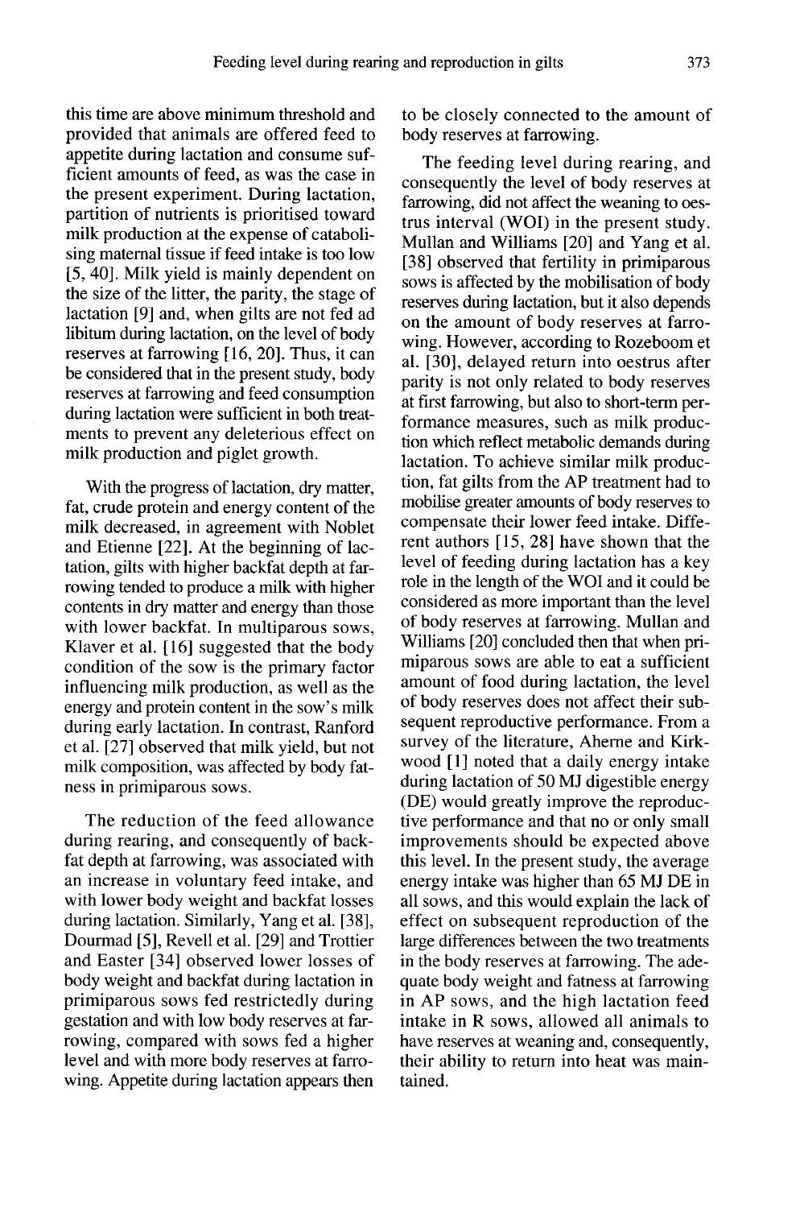this time are above minimum threshold and provided that animals are offered feed to appetite during lactation and consume sufficient amounts of feed, as was the case in the present experiment. During lactation, partition of nutrients is prioritised toward milk production at the expense of catabolising maternal tissue if feed intake is too low [5, 40]. Milk yield is mainly dependent on the size of the litter, the parity, the stage of lactation [9] and, when gilts are not fed ad libitum during lactation, on the level of body reserves at farrowing [16, 20]. Thus, it can be considered that in the present study, body reserves at farrowing and feed consumption during lactation were sufficient in both treatments to prevent any deleterious effect on milk production and piglet growth.

With the progress of lactation, dry matter, fat, crude protein and energy content of the milk decreased, in agreement with Noblet and Etienne [22]. At the beginning of lactation, gilts with higher backfat depth at farrowing tended to produce a milk with higher contents in dry matter and energy than those with lower backfat. In multiparous sows, Klaver et al. [16] suggested that the body condition of the sow is the primary factor influencing milk production, as well as the energy and protein content in the sow's milk during early lactation. In contrast, Ranford et al. [27] observed that milk yield, but not milk composition, was affected by body fatness in primiparous sows.

The reduction of the feed allowance during rearing, and consequently of backfat depth at farrowing, was associated with an increase in voluntary feed intake, and with lower body weight and backfat losses during lactation. Similarly, Yang et al. [38], Dourmad [5], Revell et al. [29] and Trottier and Easter [34] observed lower losses of body weight and backfat during lactation in primiparous sows fed restrictedly during gestation and with low body reserves at farrowing, compared with sows fed a higher level and with more body reserves at farrowing. Appetite during lactation appears then to be closely connected to the amount of body reserves at farrowing.

The feeding level during rearing, and consequently the level of body reserves at farrowing, did not affect the weaning to oestrus interval (WOI) in the present study. Mullan and Williams [20] and Yang et al. [38] observed that fertility in primiparous sows is affected by the mobilisation of body reserves during lactation, but it also depends on the amount of body reserves at farrowing. However, according to Rozeboom et al. [30], delayed return into oestrus after parity is not only related to body reserves at first farrowing, but also to short-term performance measures, such as milk production which reflect metabolic demands during lactation. To achieve similar milk production, fat gilts from the AP treatment had to mobilise greater amounts of body reserves to compensate their lower feed intake. Different authors [15, 28] have shown that the level of feeding during lactation has a key role in the length of the WOI and it could be considered as more important than the level of body reserves at farrowing. Mullan and Williams [20] concluded then that when primiparous sows are able to eat a sufficient amount of food during lactation, the level of body reserves does not affect their subsequent reproductive performance. From a survey of the literature, Aherne and Kirkwood [1] noted that a daily energy intake during lactation of 50 MJ digestible energy (DE) would greatly improve the reproductive performance and that no or only small improvements should be expected above this level. In the present study, the average energy intake was higher than 65 MJ DE in all sows, and this would explain the lack of effect on subsequent reproduction of the large differences between the two treatments in the body reserves at farrowing. The adequate body weight and fatness at farrowing in AP sows, and the high lactation feed intake in R sows, allowed all animals to have reserves at weaning and, consequently, their ability to return into heat was maintained.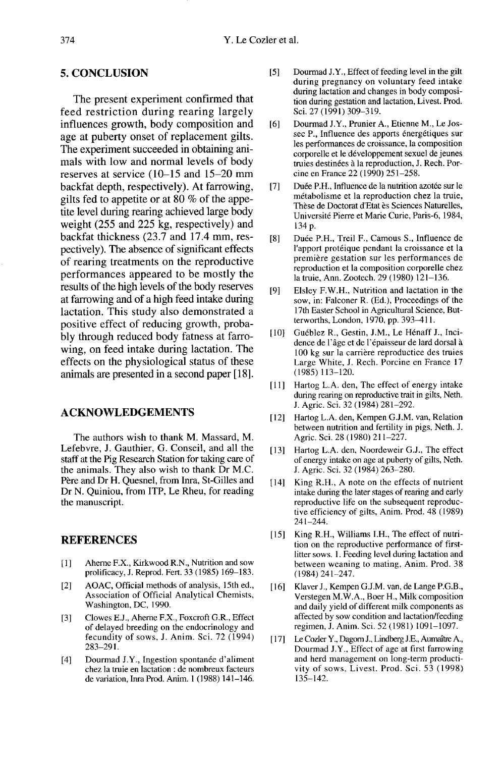## 5. CONCLUSION

The present experiment confirmed that feed restriction during rearing largely influences growth, body composition and age at puberty onset of replacement gilts. The experiment succeeded in obtaining animals with low and normal levels of body reserves at service (10–15 and 15–20 mm backfat depth, respectively). At farrowing, gilts fed to appetite or at 80 % of the appetite level during rearing achieved large body weight (255 and 225 kg, respectively) and backfat thickness (23.7 and 17.4 mm, respectively). The absence of significant effects of rearing treatments on the reproductive performances appeared to be mostly the results of the high levels of the body reserves at farrowing and of a high feed intake during lactation. This study also demonstrated a positive effect of reducing growth, probably through reduced body fatness at farrowing, on feed intake during lactation. The effects on the physiological status of these animals are presented in a second paper [18].

## ACKNOWLEDGEMENTS

The authors wish to thank M. Massard, M. Lefebvre, J. Gauthier, G. Conseil, and all the staff at the Pig Research Station for taking care of the animals. They also wish to thank Dr M.C. Père and Dr H. Quesnel, from Inra, St-Gilles and Dr N. Quiniou, from ITP, Le Rheu, for reading the manuscript.

## REFERENCES

[1] Aherne F.X., Kirkwood R.N., Nutrition and sow prolificacy, J. Reprod. Fert. 33 (1985) 169–183.

[2] AOAC, Official methods of analysis, 15th ed., Association of Official Analytical Chemists, Washington, DC, 1990.

[3] Clowes E.J., Aherne F.X., Foxcroft G.R., Effect of delayed breeding on the endocrinology and fecundity of sows, J. Anim. Sci. 72 (1994) 283–291.

[4] Dourmad J.Y., Ingestion spontanée d'aliment chez la truie en lactation : de nombreux facteurs de variation, Inra Prod. Anim. 1 (1988) 141–146.

[5] Dourmad J.Y., Effect of feeding level in the gilt during pregnancy on voluntary feed intake during lactation and changes in body composition during gestation and lactation, Livest. Prod. Sci. 27 (1991) 309–319.

[6] Dourmad J.Y., Prunier A., Etienne M., Le Jossec P., Influence des apports énergétiques sur les performances de croissance, la composition corporelle et le développement sexuel de jeunes truies destinées à la reproduction, J. Rech. Porcine en France 22 (1990) 251–258.

[7] Duée P.H., Influence de la nutrition azotée sur le métabolisme et la reproduction chez la truie, Thèse de Doctorat d'Etat ès Sciences Naturelles, Université Pierre et Marie Curie, Paris-6, 1984, 134 p.

[8] Duée P.H., Treil F., Camous S., Influence de l'apport protéique pendant la croissance et la première gestation sur les performances de reproduction et la composition corporelle chez la truie, Ann. Zootech. 29 (1980) 121–136.

[9] Elsley F.W.H., Nutrition and lactation in the sow, in: Falconer R. (Ed.), Proceedings of the 17th Easter School in Agricultural Science, Butterworths, London, 1970, pp. 393–411.

[10] Guéblez R., Gestin, J.M., Le Hénaff J., Incidence de l'âge et de l'épaisseur de lard dorsal à 100 kg sur la carrière reproductice des truies Large White, J. Rech. Porcine en France 17 (1985) 113–120.

[11] Hartog L.A. den, The effect of energy intake during rearing on reproductive trait in gilts, Neth. J. Agric. Sci. 32 (1984) 281–292.

[12] Hartog L.A. den, Kempen G.J.M. van, Relation between nutrition and fertility in pigs, Neth. J. Agric. Sci. 28 (1980) 211–227.

[13] Hartog L.A. den, Noordeweir G.J., The effect of energy intake on age at puberty of gilts, Neth. J. Agric. Sci. 32 (1984) 263–280.

[14] King R.H., A note on the effects of nutrient intake during the later stages of rearing and early reproductive life on the subsequent reproductive efficiency of gilts, Anim. Prod. 48 (1989) 241–244.

[15] King R.H., Williams I.H., The effect of nutrition on the reproductive performance of first-litter sows. 1. Feeding level during lactation and between weaning to mating, Anim. Prod. 38 (1984) 241–247.

[16] Klaver J., Kempen G.J.M. van, de Lange P.G.B., Verstegen M.W.A., Boer H., Milk composition and daily yield of different milk components as affected by sow condition and lactation/feeding regimen, J. Anim. Sci. 52 (1981) 1091–1097.

[17] Le Cozler Y., Dagorn J., Lindberg J.E., Aumaître A., Dourmad J.Y., Effect of age at first farrowing and herd management on long-term productivity of sows, Livest. Prod. Sci. 53 (1998) 135–142.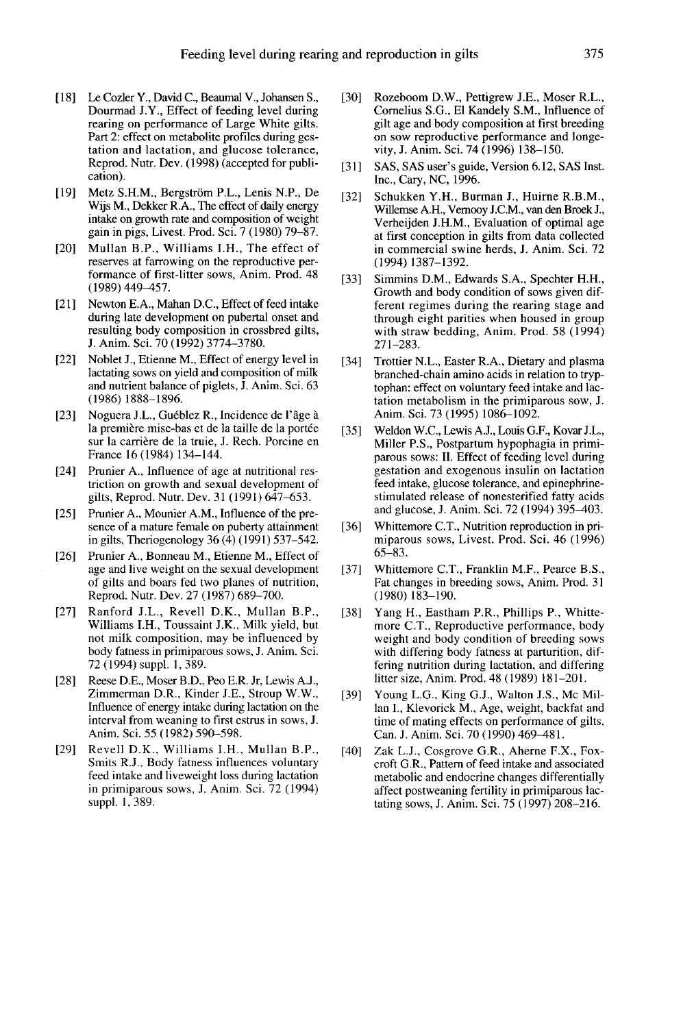[18] Le Cozler Y., David C., Beaumal V., Johansen S., Dourmad J.Y., Effect of feeding level during rearing on performance of Large White gilts. Part 2: effect on metabolite profiles during gestation and lactation, and glucose tolerance, Reprod. Nutr. Dev. (1998) (accepted for publication).

[19] Metz S.H.M., Bergström P.L., Lenis N.P., De Wijs M., Dekker R.A., The effect of daily energy intake on growth rate and composition of weight gain in pigs, Livest. Prod. Sci. 7 (1980) 79–87.

[20] Mullan B.P., Williams I.H., The effect of reserves at farrowing on the reproductive performance of first-litter sows, Anim. Prod. 48 (1989) 449–457.

[21] Newton E.A., Mahan D.C., Effect of feed intake during late development on pubertal onset and resulting body composition in crossbred gilts, J. Anim. Sci. 70 (1992) 3774–3780.

[22] Noblet J., Etienne M., Effect of energy level in lactating sows on yield and composition of milk and nutrient balance of piglets, J. Anim. Sci. 63 (1986) 1888–1896.

[23] Noguera J.L., Guéblez R., Incidence de l'âge à la première mise-bas et de la taille de la portée sur la carrière de la truie, J. Rech. Porcine en France 16 (1984) 134–144.

[24] Prunier A., Influence of age at nutritional restriction on growth and sexual development of gilts, Reprod. Nutr. Dev. 31 (1991) 647–653.

[25] Prunier A., Mounier A.M., Influence of the presence of a mature female on puberty attainment in gilts, Theriogenology 36 (4) (1991) 537–542.

[26] Prunier A., Bonneau M., Etienne M., Effect of age and live weight on the sexual development of gilts and boars fed two planes of nutrition, Reprod. Nutr. Dev. 27 (1987) 689–700.

[27] Ranford J.L., Revell D.K., Mullan B.P., Williams I.H., Toussaint J.K., Milk yield, but not milk composition, may be influenced by body fatness in primiparous sows, J. Anim. Sci. 72 (1994) suppl. 1, 389.

[28] Reese D.E., Moser B.D., Peo E.R. Jr, Lewis A.J., Zimmerman D.R., Kinder J.E., Stroup W.W., Influence of energy intake during lactation on the interval from weaning to first estrus in sows, J. Anim. Sci. 55 (1982) 590–598.

[29] Revell D.K., Williams I.H., Mullan B.P., Smits R.J., Body fatness influences voluntary feed intake and liveweight loss during lactation in primiparous sows, J. Anim. Sci. 72 (1994) suppl. 1, 389.

[30] Rozeboom D.W., Pettigrew J.E., Moser R.L., Cornelius S.G., El Kandely S.M., Influence of gilt age and body composition at first breeding on sow reproductive performance and longevity, J. Anim. Sci. 74 (1996) 138–150.

[31] SAS, SAS user's guide, Version 6.12, SAS Inst. Inc., Cary, NC, 1996.

[32] Schukken Y.H., Burman J., Huirne R.B.M., Willemse A.H., Vernooy J.C.M., van den Broek J., Verheijden J.H.M., Evaluation of optimal age at first conception in gilts from data collected in commercial swine herds, J. Anim. Sci. 72 (1994) 1387–1392.

[33] Simmins D.M., Edwards S.A., Spechter H.H., Growth and body condition of sows given different regimes during the rearing stage and through eight parities when housed in group with straw bedding, Anim. Prod. 58 (1994) 271–283.

[34] Trottier N.L., Easter R.A., Dietary and plasma branched-chain amino acids in relation to tryptophan: effect on voluntary feed intake and lactation metabolism in the primiparous sow, J. Anim. Sci. 73 (1995) 1086–1092.

[35] Weldon W.C., Lewis A.J., Louis G.F., Kovar J.L., Miller P.S., Postpartum hypophagia in primiparous sows: II. Effect of feeding level during gestation and exogenous insulin on lactation feed intake, glucose tolerance, and epinephrine-stimulated release of nonesterified fatty acids and glucose, J. Anim. Sci. 72 (1994) 395–403.

[36] Whittemore C.T., Nutrition reproduction in primiparous sows, Livest. Prod. Sci. 46 (1996) 65–83.

[37] Whittemore C.T., Franklin M.F., Pearce B.S., Fat changes in breeding sows, Anim. Prod. 31 (1980) 183–190.

[38] Yang H., Eastham P.R., Phillips P., Whittemore C.T., Reproductive performance, body weight and body condition of breeding sows with differing body fatness at parturition, differing nutrition during lactation, and differing litter size, Anim. Prod. 48 (1989) 181–201.

[39] Young L.G., King G.J., Walton J.S., Mc Millan I., Klevorick M., Age, weight, backfat and time of mating effects on performance of gilts, Can. J. Anim. Sci. 70 (1990) 469–481.

[40] Zak L.J., Cosgrove G.R., Aherne F.X., Foxcroft G.R., Pattern of feed intake and associated metabolic and endocrine changes differentially affect postweaning fertility in primiparous lactating sows, J. Anim. Sci. 75 (1997) 208–216.